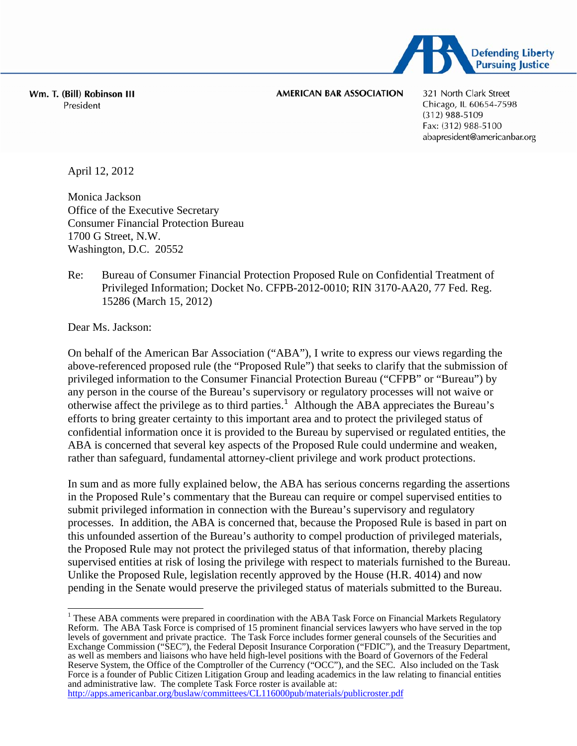Defending Liberty
Pursuing Justice

**Wm. T. (Bill) Robinson III**
President

**AMERICAN BAR ASSOCIATION**

321 North Clark Street
Chicago, IL 60654-7598
(312) 988-5109
Fax: (312) 988-5100
abapresident@americanbar.org

April 12, 2012

Monica Jackson
Office of the Executive Secretary
Consumer Financial Protection Bureau
1700 G Street, N.W.
Washington, D.C. 20552

Re: Bureau of Consumer Financial Protection Proposed Rule on Confidential Treatment of Privileged Information; Docket No. CFPB-2012-0010; RIN 3170-AA20, 77 Fed. Reg. 15286 (March 15, 2012)

Dear Ms. Jackson:

On behalf of the American Bar Association ("ABA"), I write to express our views regarding the above-referenced proposed rule (the "Proposed Rule") that seeks to clarify that the submission of privileged information to the Consumer Financial Protection Bureau ("CFPB" or "Bureau") by any person in the course of the Bureau's supervisory or regulatory processes will not waive or otherwise affect the privilege as to third parties.[1] Although the ABA appreciates the Bureau's efforts to bring greater certainty to this important area and to protect the privileged status of confidential information once it is provided to the Bureau by supervised or regulated entities, the ABA is concerned that several key aspects of the Proposed Rule could undermine and weaken, rather than safeguard, fundamental attorney-client privilege and work product protections.

In sum and as more fully explained below, the ABA has serious concerns regarding the assertions in the Proposed Rule's commentary that the Bureau can require or compel supervised entities to submit privileged information in connection with the Bureau's supervisory and regulatory processes. In addition, the ABA is concerned that, because the Proposed Rule is based in part on this unfounded assertion of the Bureau's authority to compel production of privileged materials, the Proposed Rule may not protect the privileged status of that information, thereby placing supervised entities at risk of losing the privilege with respect to materials furnished to the Bureau. Unlike the Proposed Rule, legislation recently approved by the House (H.R. 4014) and now pending in the Senate would preserve the privileged status of materials submitted to the Bureau.

[1] These ABA comments were prepared in coordination with the ABA Task Force on Financial Markets Regulatory Reform. The ABA Task Force is comprised of 15 prominent financial services lawyers who have served in the top levels of government and private practice. The Task Force includes former general counsels of the Securities and Exchange Commission ("SEC"), the Federal Deposit Insurance Corporation ("FDIC"), and the Treasury Department, as well as members and liaisons who have held high-level positions with the Board of Governors of the Federal Reserve System, the Office of the Comptroller of the Currency ("OCC"), and the SEC. Also included on the Task Force is a founder of Public Citizen Litigation Group and leading academics in the law relating to financial entities and administrative law. The complete Task Force roster is available at: http://apps.americanbar.org/buslaw/committees/CL116000pub/materials/publicroster.pdf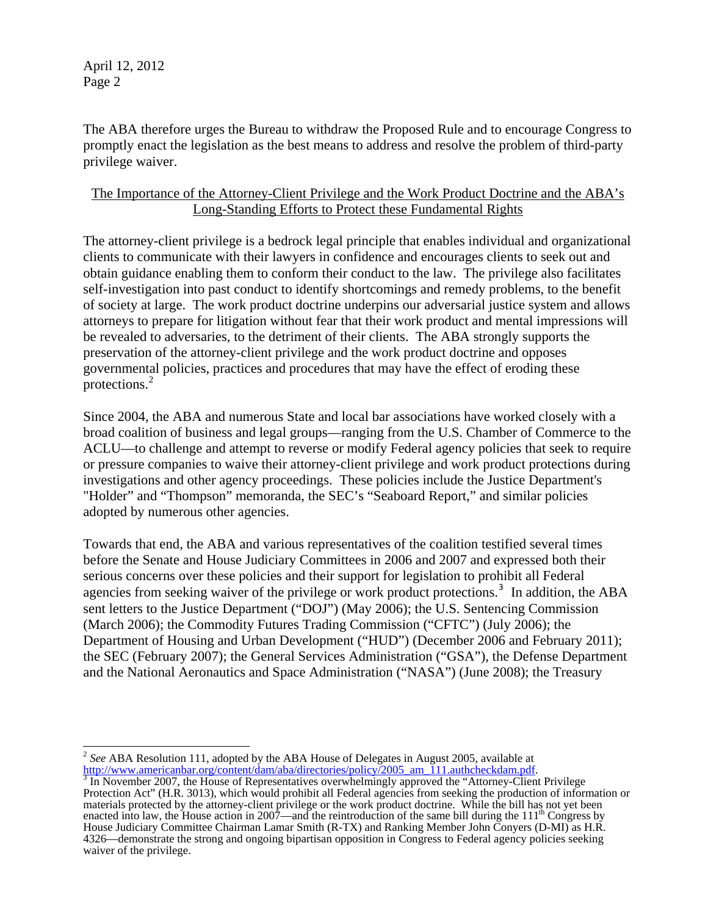The ABA therefore urges the Bureau to withdraw the Proposed Rule and to encourage Congress to promptly enact the legislation as the best means to address and resolve the problem of third-party privilege waiver.

## The Importance of the Attorney-Client Privilege and the Work Product Doctrine and the ABA's Long-Standing Efforts to Protect these Fundamental Rights

The attorney-client privilege is a bedrock legal principle that enables individual and organizational clients to communicate with their lawyers in confidence and encourages clients to seek out and obtain guidance enabling them to conform their conduct to the law. The privilege also facilitates self-investigation into past conduct to identify shortcomings and remedy problems, to the benefit of society at large. The work product doctrine underpins our adversarial justice system and allows attorneys to prepare for litigation without fear that their work product and mental impressions will be revealed to adversaries, to the detriment of their clients. The ABA strongly supports the preservation of the attorney-client privilege and the work product doctrine and opposes governmental policies, practices and procedures that may have the effect of eroding these protections.[2]

Since 2004, the ABA and numerous State and local bar associations have worked closely with a broad coalition of business and legal groups—ranging from the U.S. Chamber of Commerce to the ACLU—to challenge and attempt to reverse or modify Federal agency policies that seek to require or pressure companies to waive their attorney-client privilege and work product protections during investigations and other agency proceedings. These policies include the Justice Department's "Holder" and "Thompson" memoranda, the SEC's "Seaboard Report," and similar policies adopted by numerous other agencies.

Towards that end, the ABA and various representatives of the coalition testified several times before the Senate and House Judiciary Committees in 2006 and 2007 and expressed both their serious concerns over these policies and their support for legislation to prohibit all Federal agencies from seeking waiver of the privilege or work product protections.[3] In addition, the ABA sent letters to the Justice Department ("DOJ") (May 2006); the U.S. Sentencing Commission (March 2006); the Commodity Futures Trading Commission ("CFTC") (July 2006); the Department of Housing and Urban Development ("HUD") (December 2006 and February 2011); the SEC (February 2007); the General Services Administration ("GSA"), the Defense Department and the National Aeronautics and Space Administration ("NASA") (June 2008); the Treasury

---

[2] *See* ABA Resolution 111, adopted by the ABA House of Delegates in August 2005, available at http://www.americanbar.org/content/dam/aba/directories/policy/2005_am_111.authcheckdam.pdf.

[3] In November 2007, the House of Representatives overwhelmingly approved the "Attorney-Client Privilege Protection Act" (H.R. 3013), which would prohibit all Federal agencies from seeking the production of information or materials protected by the attorney-client privilege or the work product doctrine. While the bill has not yet been enacted into law, the House action in 2007—and the reintroduction of the same bill during the 111th Congress by House Judiciary Committee Chairman Lamar Smith (R-TX) and Ranking Member John Conyers (D-MI) as H.R. 4326—demonstrate the strong and ongoing bipartisan opposition in Congress to Federal agency policies seeking waiver of the privilege.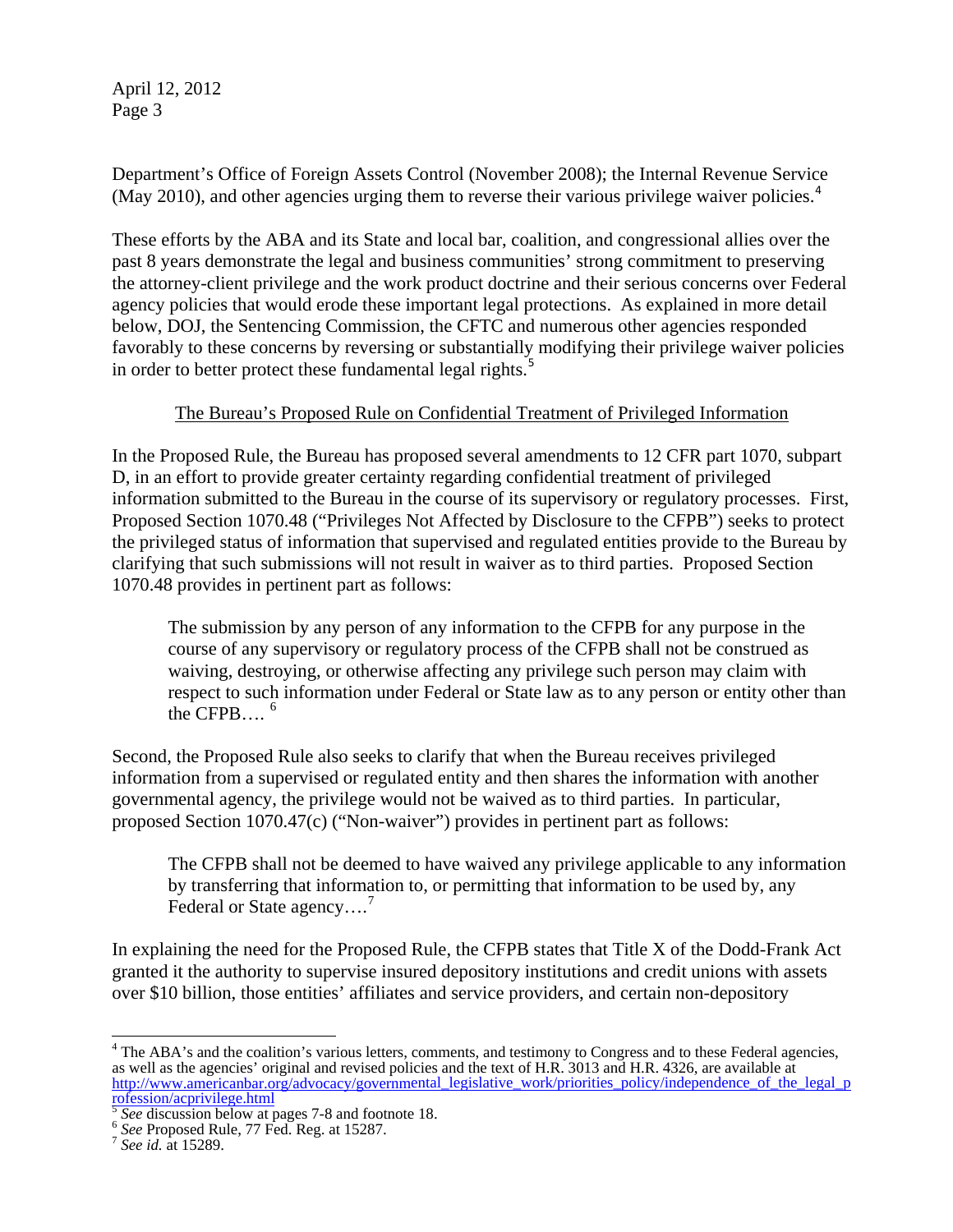Department's Office of Foreign Assets Control (November 2008); the Internal Revenue Service (May 2010), and other agencies urging them to reverse their various privilege waiver policies.[4]

These efforts by the ABA and its State and local bar, coalition, and congressional allies over the past 8 years demonstrate the legal and business communities' strong commitment to preserving the attorney-client privilege and the work product doctrine and their serious concerns over Federal agency policies that would erode these important legal protections. As explained in more detail below, DOJ, the Sentencing Commission, the CFTC and numerous other agencies responded favorably to these concerns by reversing or substantially modifying their privilege waiver policies in order to better protect these fundamental legal rights.[5]

<u>The Bureau's Proposed Rule on Confidential Treatment of Privileged Information</u>

In the Proposed Rule, the Bureau has proposed several amendments to 12 CFR part 1070, subpart D, in an effort to provide greater certainty regarding confidential treatment of privileged information submitted to the Bureau in the course of its supervisory or regulatory processes. First, Proposed Section 1070.48 ("Privileges Not Affected by Disclosure to the CFPB") seeks to protect the privileged status of information that supervised and regulated entities provide to the Bureau by clarifying that such submissions will not result in waiver as to third parties. Proposed Section 1070.48 provides in pertinent part as follows:

> The submission by any person of any information to the CFPB for any purpose in the course of any supervisory or regulatory process of the CFPB shall not be construed as waiving, destroying, or otherwise affecting any privilege such person may claim with respect to such information under Federal or State law as to any person or entity other than the CFPB…. [6]

Second, the Proposed Rule also seeks to clarify that when the Bureau receives privileged information from a supervised or regulated entity and then shares the information with another governmental agency, the privilege would not be waived as to third parties. In particular, proposed Section 1070.47(c) ("Non-waiver") provides in pertinent part as follows:

> The CFPB shall not be deemed to have waived any privilege applicable to any information by transferring that information to, or permitting that information to be used by, any Federal or State agency….[7]

In explaining the need for the Proposed Rule, the CFPB states that Title X of the Dodd-Frank Act granted it the authority to supervise insured depository institutions and credit unions with assets over $10 billion, those entities' affiliates and service providers, and certain non-depository

---

[4] The ABA's and the coalition's various letters, comments, and testimony to Congress and to these Federal agencies, as well as the agencies' original and revised policies and the text of H.R. 3013 and H.R. 4326, are available at http://www.americanbar.org/advocacy/governmental_legislative_work/priorities_policy/independence_of_the_legal_profession/acprivilege.html

[5] *See* discussion below at pages 7-8 and footnote 18.

[6] *See* Proposed Rule, 77 Fed. Reg. at 15287.

[7] *See id.* at 15289.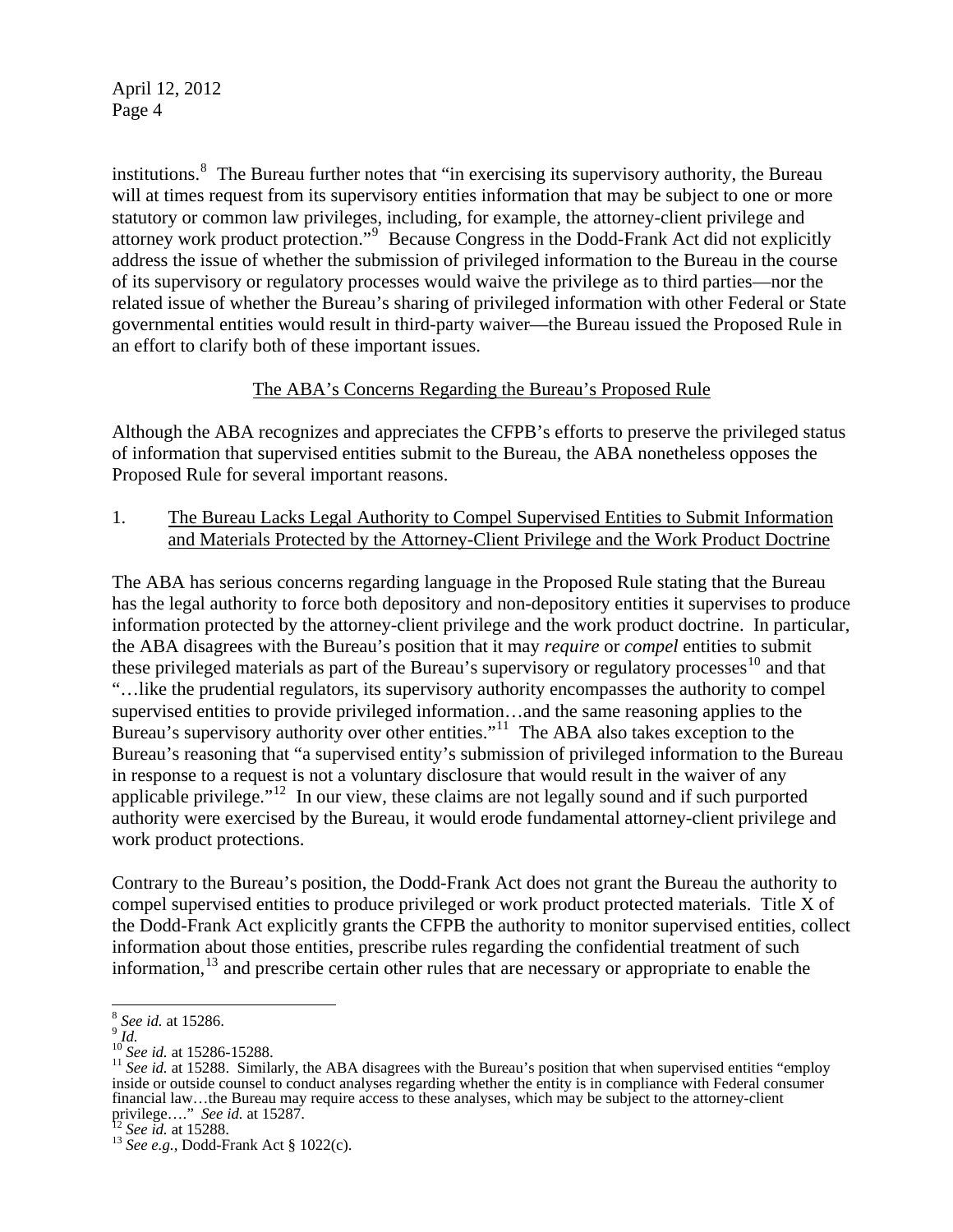institutions.[8] The Bureau further notes that "in exercising its supervisory authority, the Bureau will at times request from its supervisory entities information that may be subject to one or more statutory or common law privileges, including, for example, the attorney-client privilege and attorney work product protection."[9] Because Congress in the Dodd-Frank Act did not explicitly address the issue of whether the submission of privileged information to the Bureau in the course of its supervisory or regulatory processes would waive the privilege as to third parties—nor the related issue of whether the Bureau's sharing of privileged information with other Federal or State governmental entities would result in third-party waiver—the Bureau issued the Proposed Rule in an effort to clarify both of these important issues.

## The ABA's Concerns Regarding the Bureau's Proposed Rule

Although the ABA recognizes and appreciates the CFPB's efforts to preserve the privileged status of information that supervised entities submit to the Bureau, the ABA nonetheless opposes the Proposed Rule for several important reasons.

### 1. The Bureau Lacks Legal Authority to Compel Supervised Entities to Submit Information and Materials Protected by the Attorney-Client Privilege and the Work Product Doctrine

The ABA has serious concerns regarding language in the Proposed Rule stating that the Bureau has the legal authority to force both depository and non-depository entities it supervises to produce information protected by the attorney-client privilege and the work product doctrine. In particular, the ABA disagrees with the Bureau's position that it may *require* or *compel* entities to submit these privileged materials as part of the Bureau's supervisory or regulatory processes[10] and that "…like the prudential regulators, its supervisory authority encompasses the authority to compel supervised entities to provide privileged information…and the same reasoning applies to the Bureau's supervisory authority over other entities."[11] The ABA also takes exception to the Bureau's reasoning that "a supervised entity's submission of privileged information to the Bureau in response to a request is not a voluntary disclosure that would result in the waiver of any applicable privilege."[12] In our view, these claims are not legally sound and if such purported authority were exercised by the Bureau, it would erode fundamental attorney-client privilege and work product protections.

Contrary to the Bureau's position, the Dodd-Frank Act does not grant the Bureau the authority to compel supervised entities to produce privileged or work product protected materials. Title X of the Dodd-Frank Act explicitly grants the CFPB the authority to monitor supervised entities, collect information about those entities, prescribe rules regarding the confidential treatment of such information,[13] and prescribe certain other rules that are necessary or appropriate to enable the

---

[8] *See id.* at 15286.

[9] *Id.*

[10] *See id.* at 15286-15288.

[11] *See id.* at 15288. Similarly, the ABA disagrees with the Bureau's position that when supervised entities "employ inside or outside counsel to conduct analyses regarding whether the entity is in compliance with Federal consumer financial law…the Bureau may require access to these analyses, which may be subject to the attorney-client privilege…." *See id.* at 15287.

[12] *See id.* at 15288.

[13] *See e.g.*, Dodd-Frank Act § 1022(c).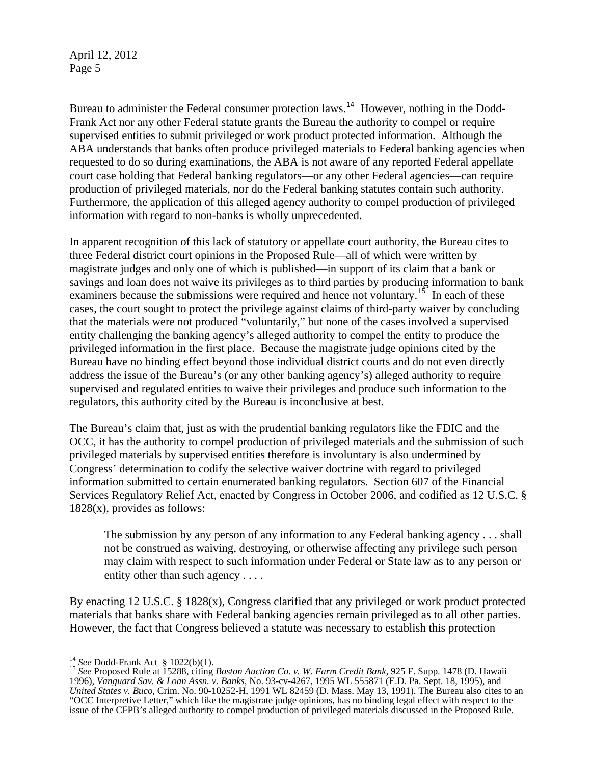Bureau to administer the Federal consumer protection laws.[14] However, nothing in the Dodd-Frank Act nor any other Federal statute grants the Bureau the authority to compel or require supervised entities to submit privileged or work product protected information. Although the ABA understands that banks often produce privileged materials to Federal banking agencies when requested to do so during examinations, the ABA is not aware of any reported Federal appellate court case holding that Federal banking regulators—or any other Federal agencies—can require production of privileged materials, nor do the Federal banking statutes contain such authority. Furthermore, the application of this alleged agency authority to compel production of privileged information with regard to non-banks is wholly unprecedented.

In apparent recognition of this lack of statutory or appellate court authority, the Bureau cites to three Federal district court opinions in the Proposed Rule—all of which were written by magistrate judges and only one of which is published—in support of its claim that a bank or savings and loan does not waive its privileges as to third parties by producing information to bank examiners because the submissions were required and hence not voluntary.[15] In each of these cases, the court sought to protect the privilege against claims of third-party waiver by concluding that the materials were not produced "voluntarily," but none of the cases involved a supervised entity challenging the banking agency's alleged authority to compel the entity to produce the privileged information in the first place. Because the magistrate judge opinions cited by the Bureau have no binding effect beyond those individual district courts and do not even directly address the issue of the Bureau's (or any other banking agency's) alleged authority to require supervised and regulated entities to waive their privileges and produce such information to the regulators, this authority cited by the Bureau is inconclusive at best.

The Bureau's claim that, just as with the prudential banking regulators like the FDIC and the OCC, it has the authority to compel production of privileged materials and the submission of such privileged materials by supervised entities therefore is involuntary is also undermined by Congress' determination to codify the selective waiver doctrine with regard to privileged information submitted to certain enumerated banking regulators. Section 607 of the Financial Services Regulatory Relief Act, enacted by Congress in October 2006, and codified as 12 U.S.C. § 1828(x), provides as follows:

> The submission by any person of any information to any Federal banking agency . . . shall not be construed as waiving, destroying, or otherwise affecting any privilege such person may claim with respect to such information under Federal or State law as to any person or entity other than such agency . . . .

By enacting 12 U.S.C. § 1828(x), Congress clarified that any privileged or work product protected materials that banks share with Federal banking agencies remain privileged as to all other parties. However, the fact that Congress believed a statute was necessary to establish this protection

---

[14] *See* Dodd-Frank Act § 1022(b)(1).

[15] *See* Proposed Rule at 15288, citing *Boston Auction Co. v. W. Farm Credit Bank*, 925 F. Supp. 1478 (D. Hawaii 1996), *Vanguard Sav. & Loan Assn. v. Banks*, No. 93-cv-4267, 1995 WL 555871 (E.D. Pa. Sept. 18, 1995), and *United States v. Buco*, Crim. No. 90-10252-H, 1991 WL 82459 (D. Mass. May 13, 1991). The Bureau also cites to an "OCC Interpretive Letter," which like the magistrate judge opinions, has no binding legal effect with respect to the issue of the CFPB's alleged authority to compel production of privileged materials discussed in the Proposed Rule.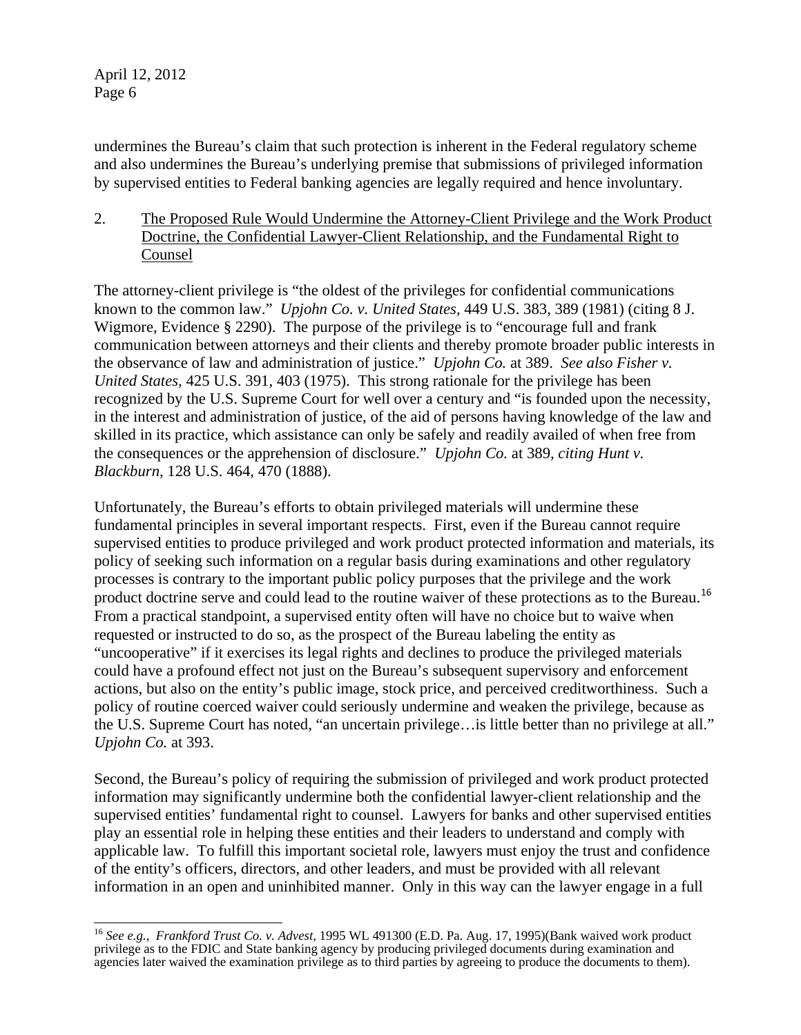undermines the Bureau's claim that such protection is inherent in the Federal regulatory scheme and also undermines the Bureau's underlying premise that submissions of privileged information by supervised entities to Federal banking agencies are legally required and hence involuntary.

2. The Proposed Rule Would Undermine the Attorney-Client Privilege and the Work Product Doctrine, the Confidential Lawyer-Client Relationship, and the Fundamental Right to Counsel

The attorney-client privilege is "the oldest of the privileges for confidential communications known to the common law." *Upjohn Co. v. United States,* 449 U.S. 383, 389 (1981) (citing 8 J. Wigmore, Evidence § 2290). The purpose of the privilege is to "encourage full and frank communication between attorneys and their clients and thereby promote broader public interests in the observance of law and administration of justice." *Upjohn Co.* at 389. *See also Fisher v. United States,* 425 U.S. 391, 403 (1975). This strong rationale for the privilege has been recognized by the U.S. Supreme Court for well over a century and "is founded upon the necessity, in the interest and administration of justice, of the aid of persons having knowledge of the law and skilled in its practice, which assistance can only be safely and readily availed of when free from the consequences or the apprehension of disclosure." *Upjohn Co.* at 389, *citing Hunt v. Blackburn,* 128 U.S. 464, 470 (1888).

Unfortunately, the Bureau's efforts to obtain privileged materials will undermine these fundamental principles in several important respects. First, even if the Bureau cannot require supervised entities to produce privileged and work product protected information and materials, its policy of seeking such information on a regular basis during examinations and other regulatory processes is contrary to the important public policy purposes that the privilege and the work product doctrine serve and could lead to the routine waiver of these protections as to the Bureau.[16] From a practical standpoint, a supervised entity often will have no choice but to waive when requested or instructed to do so, as the prospect of the Bureau labeling the entity as "uncooperative" if it exercises its legal rights and declines to produce the privileged materials could have a profound effect not just on the Bureau's subsequent supervisory and enforcement actions, but also on the entity's public image, stock price, and perceived creditworthiness. Such a policy of routine coerced waiver could seriously undermine and weaken the privilege, because as the U.S. Supreme Court has noted, "an uncertain privilege…is little better than no privilege at all." *Upjohn Co.* at 393.

Second, the Bureau's policy of requiring the submission of privileged and work product protected information may significantly undermine both the confidential lawyer-client relationship and the supervised entities' fundamental right to counsel. Lawyers for banks and other supervised entities play an essential role in helping these entities and their leaders to understand and comply with applicable law. To fulfill this important societal role, lawyers must enjoy the trust and confidence of the entity's officers, directors, and other leaders, and must be provided with all relevant information in an open and uninhibited manner. Only in this way can the lawyer engage in a full

---

[16] *See e.g., Frankford Trust Co. v. Advest,* 1995 WL 491300 (E.D. Pa. Aug. 17, 1995)(Bank waived work product privilege as to the FDIC and State banking agency by producing privileged documents during examination and agencies later waived the examination privilege as to third parties by agreeing to produce the documents to them).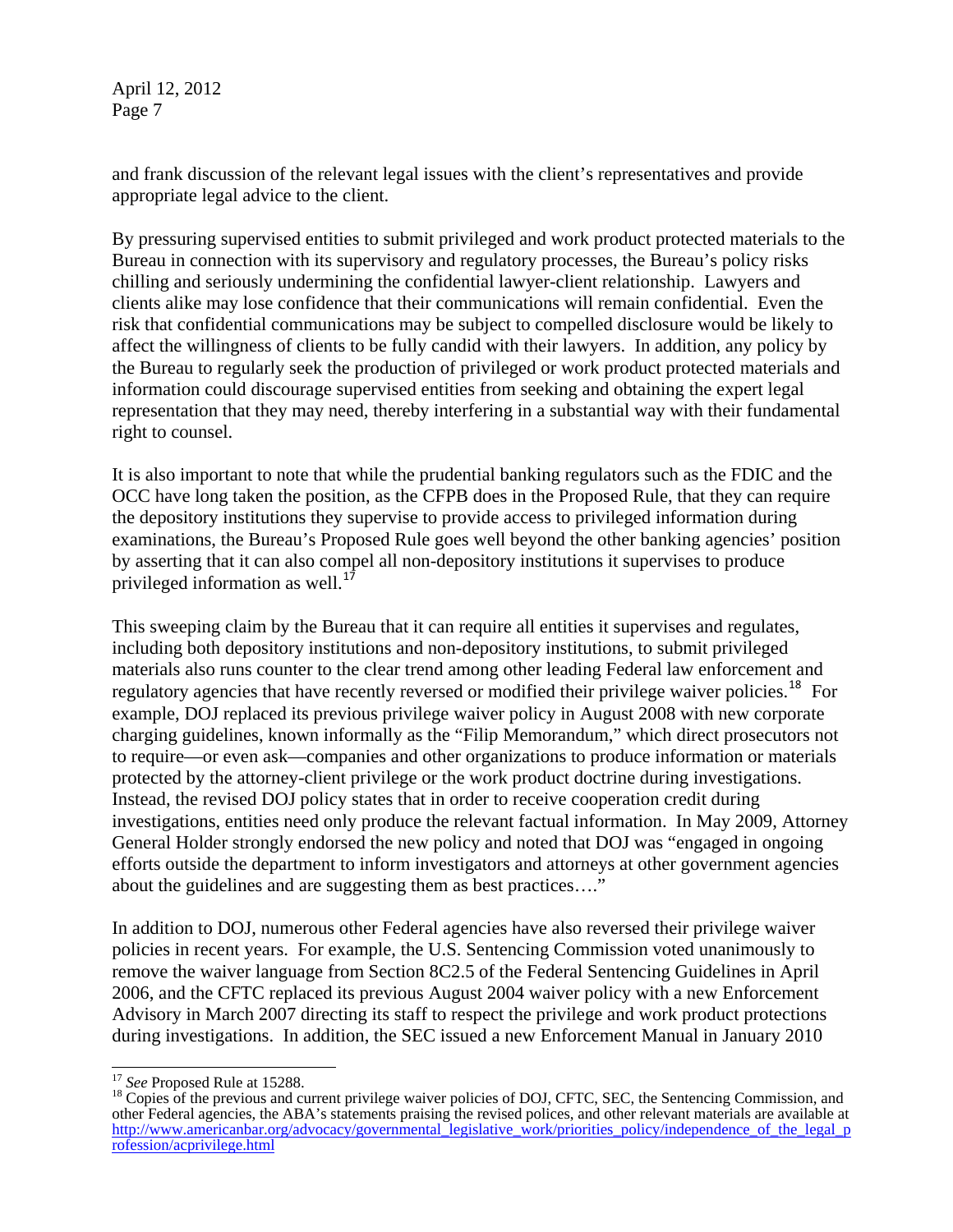and frank discussion of the relevant legal issues with the client's representatives and provide appropriate legal advice to the client.

By pressuring supervised entities to submit privileged and work product protected materials to the Bureau in connection with its supervisory and regulatory processes, the Bureau's policy risks chilling and seriously undermining the confidential lawyer-client relationship. Lawyers and clients alike may lose confidence that their communications will remain confidential. Even the risk that confidential communications may be subject to compelled disclosure would be likely to affect the willingness of clients to be fully candid with their lawyers. In addition, any policy by the Bureau to regularly seek the production of privileged or work product protected materials and information could discourage supervised entities from seeking and obtaining the expert legal representation that they may need, thereby interfering in a substantial way with their fundamental right to counsel.

It is also important to note that while the prudential banking regulators such as the FDIC and the OCC have long taken the position, as the CFPB does in the Proposed Rule, that they can require the depository institutions they supervise to provide access to privileged information during examinations, the Bureau's Proposed Rule goes well beyond the other banking agencies' position by asserting that it can also compel all non-depository institutions it supervises to produce privileged information as well.[17]

This sweeping claim by the Bureau that it can require all entities it supervises and regulates, including both depository institutions and non-depository institutions, to submit privileged materials also runs counter to the clear trend among other leading Federal law enforcement and regulatory agencies that have recently reversed or modified their privilege waiver policies.[18] For example, DOJ replaced its previous privilege waiver policy in August 2008 with new corporate charging guidelines, known informally as the "Filip Memorandum," which direct prosecutors not to require—or even ask—companies and other organizations to produce information or materials protected by the attorney-client privilege or the work product doctrine during investigations. Instead, the revised DOJ policy states that in order to receive cooperation credit during investigations, entities need only produce the relevant factual information. In May 2009, Attorney General Holder strongly endorsed the new policy and noted that DOJ was "engaged in ongoing efforts outside the department to inform investigators and attorneys at other government agencies about the guidelines and are suggesting them as best practices…."

In addition to DOJ, numerous other Federal agencies have also reversed their privilege waiver policies in recent years. For example, the U.S. Sentencing Commission voted unanimously to remove the waiver language from Section 8C2.5 of the Federal Sentencing Guidelines in April 2006, and the CFTC replaced its previous August 2004 waiver policy with a new Enforcement Advisory in March 2007 directing its staff to respect the privilege and work product protections during investigations. In addition, the SEC issued a new Enforcement Manual in January 2010

---

[17] *See* Proposed Rule at 15288.

[18] Copies of the previous and current privilege waiver policies of DOJ, CFTC, SEC, the Sentencing Commission, and other Federal agencies, the ABA's statements praising the revised polices, and other relevant materials are available at http://www.americanbar.org/advocacy/governmental_legislative_work/priorities_policy/independence_of_the_legal_profession/acprivilege.html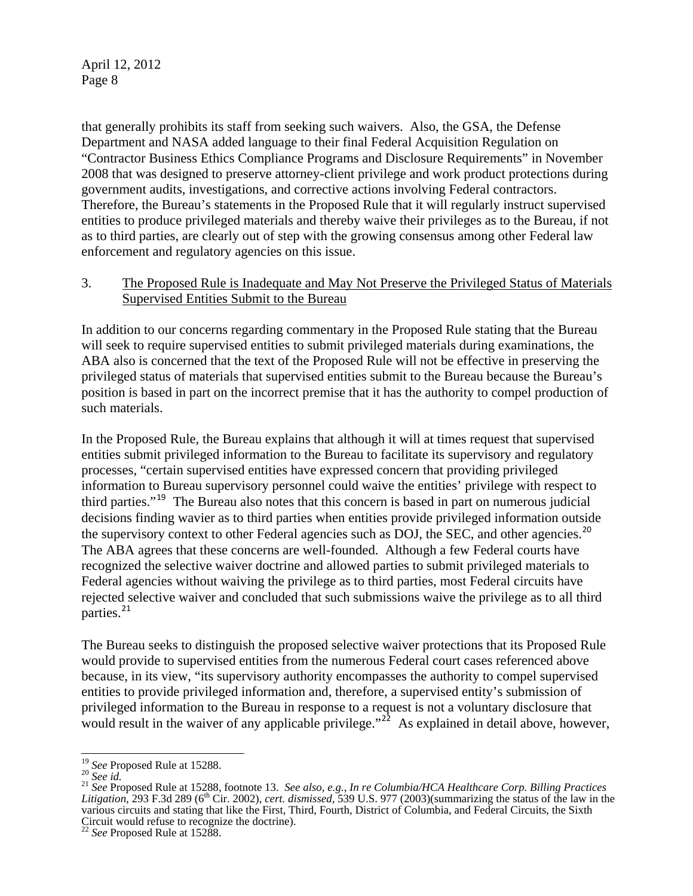that generally prohibits its staff from seeking such waivers. Also, the GSA, the Defense Department and NASA added language to their final Federal Acquisition Regulation on "Contractor Business Ethics Compliance Programs and Disclosure Requirements" in November 2008 that was designed to preserve attorney-client privilege and work product protections during government audits, investigations, and corrective actions involving Federal contractors. Therefore, the Bureau's statements in the Proposed Rule that it will regularly instruct supervised entities to produce privileged materials and thereby waive their privileges as to the Bureau, if not as to third parties, are clearly out of step with the growing consensus among other Federal law enforcement and regulatory agencies on this issue.

3. <u>The Proposed Rule is Inadequate and May Not Preserve the Privileged Status of Materials Supervised Entities Submit to the Bureau</u>

In addition to our concerns regarding commentary in the Proposed Rule stating that the Bureau will seek to require supervised entities to submit privileged materials during examinations, the ABA also is concerned that the text of the Proposed Rule will not be effective in preserving the privileged status of materials that supervised entities submit to the Bureau because the Bureau's position is based in part on the incorrect premise that it has the authority to compel production of such materials.

In the Proposed Rule, the Bureau explains that although it will at times request that supervised entities submit privileged information to the Bureau to facilitate its supervisory and regulatory processes, "certain supervised entities have expressed concern that providing privileged information to Bureau supervisory personnel could waive the entities' privilege with respect to third parties."[19] The Bureau also notes that this concern is based in part on numerous judicial decisions finding wavier as to third parties when entities provide privileged information outside the supervisory context to other Federal agencies such as DOJ, the SEC, and other agencies.[20] The ABA agrees that these concerns are well-founded. Although a few Federal courts have recognized the selective waiver doctrine and allowed parties to submit privileged materials to Federal agencies without waiving the privilege as to third parties, most Federal circuits have rejected selective waiver and concluded that such submissions waive the privilege as to all third parties.[21]

The Bureau seeks to distinguish the proposed selective waiver protections that its Proposed Rule would provide to supervised entities from the numerous Federal court cases referenced above because, in its view, "its supervisory authority encompasses the authority to compel supervised entities to provide privileged information and, therefore, a supervised entity's submission of privileged information to the Bureau in response to a request is not a voluntary disclosure that would result in the waiver of any applicable privilege."[22] As explained in detail above, however,

---

[19] *See* Proposed Rule at 15288.

[20] *See id.*

[21] *See* Proposed Rule at 15288, footnote 13. *See also, e.g., In re Columbia/HCA Healthcare Corp. Billing Practices Litigation*, 293 F.3d 289 (6th Cir. 2002), *cert. dismissed*, 539 U.S. 977 (2003)(summarizing the status of the law in the various circuits and stating that like the First, Third, Fourth, District of Columbia, and Federal Circuits, the Sixth Circuit would refuse to recognize the doctrine).

[22] *See* Proposed Rule at 15288.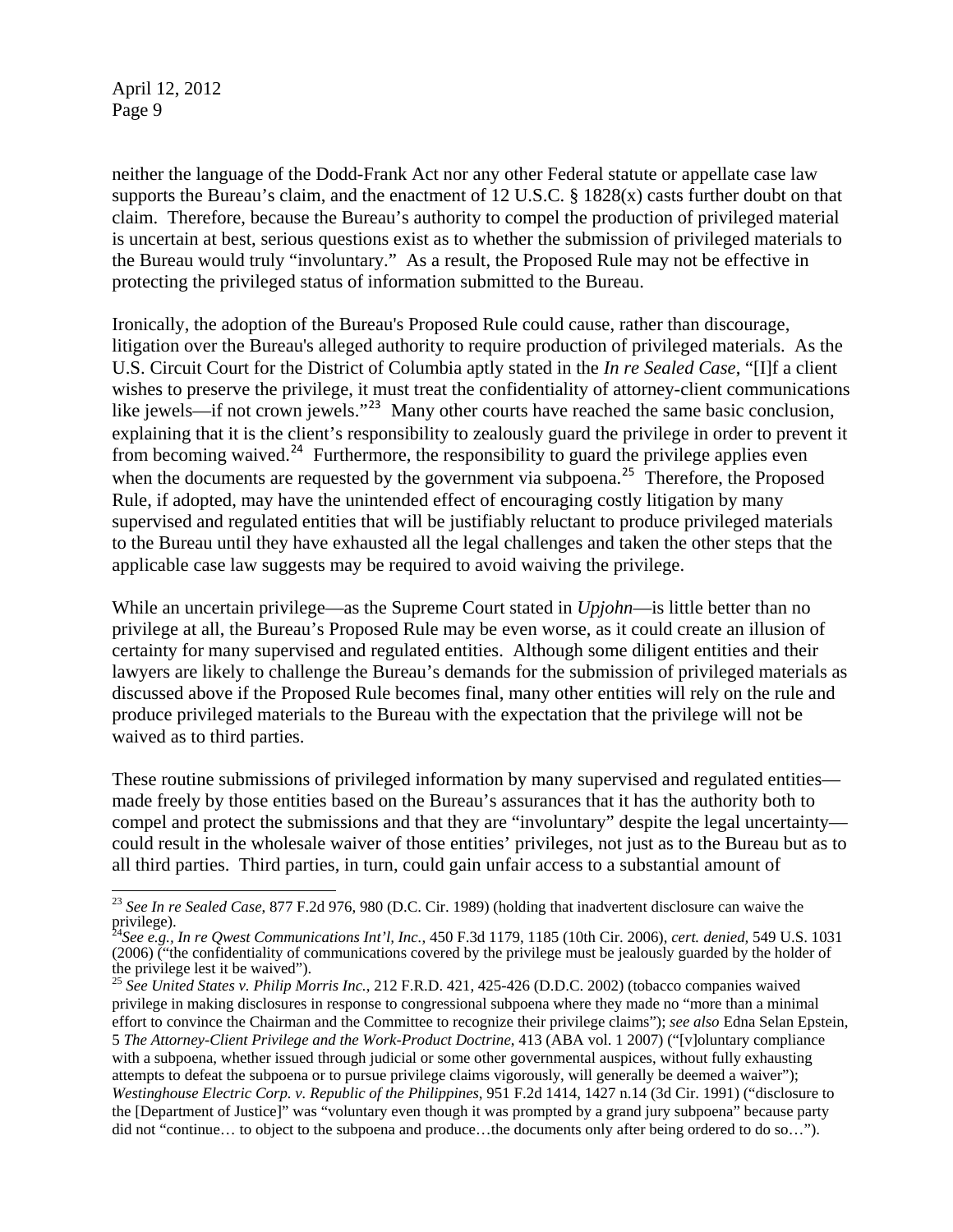neither the language of the Dodd-Frank Act nor any other Federal statute or appellate case law supports the Bureau's claim, and the enactment of 12 U.S.C. § 1828(x) casts further doubt on that claim. Therefore, because the Bureau's authority to compel the production of privileged material is uncertain at best, serious questions exist as to whether the submission of privileged materials to the Bureau would truly "involuntary." As a result, the Proposed Rule may not be effective in protecting the privileged status of information submitted to the Bureau.

Ironically, the adoption of the Bureau's Proposed Rule could cause, rather than discourage, litigation over the Bureau's alleged authority to require production of privileged materials. As the U.S. Circuit Court for the District of Columbia aptly stated in the *In re Sealed Case*, "[I]f a client wishes to preserve the privilege, it must treat the confidentiality of attorney-client communications like jewels—if not crown jewels."[23] Many other courts have reached the same basic conclusion, explaining that it is the client's responsibility to zealously guard the privilege in order to prevent it from becoming waived.[24] Furthermore, the responsibility to guard the privilege applies even when the documents are requested by the government via subpoena.[25] Therefore, the Proposed Rule, if adopted, may have the unintended effect of encouraging costly litigation by many supervised and regulated entities that will be justifiably reluctant to produce privileged materials to the Bureau until they have exhausted all the legal challenges and taken the other steps that the applicable case law suggests may be required to avoid waiving the privilege.

While an uncertain privilege—as the Supreme Court stated in *Upjohn*—is little better than no privilege at all, the Bureau's Proposed Rule may be even worse, as it could create an illusion of certainty for many supervised and regulated entities. Although some diligent entities and their lawyers are likely to challenge the Bureau's demands for the submission of privileged materials as discussed above if the Proposed Rule becomes final, many other entities will rely on the rule and produce privileged materials to the Bureau with the expectation that the privilege will not be waived as to third parties.

These routine submissions of privileged information by many supervised and regulated entities—made freely by those entities based on the Bureau's assurances that it has the authority both to compel and protect the submissions and that they are "involuntary" despite the legal uncertainty—could result in the wholesale waiver of those entities' privileges, not just as to the Bureau but as to all third parties. Third parties, in turn, could gain unfair access to a substantial amount of

---

[23] *See In re Sealed Case*, 877 F.2d 976, 980 (D.C. Cir. 1989) (holding that inadvertent disclosure can waive the privilege).

[24] *See e.g., In re Qwest Communications Int'l, Inc.*, 450 F.3d 1179, 1185 (10th Cir. 2006), *cert. denied,* 549 U.S. 1031 (2006) ("the confidentiality of communications covered by the privilege must be jealously guarded by the holder of the privilege lest it be waived").

[25] *See United States v. Philip Morris Inc.*, 212 F.R.D. 421, 425-426 (D.D.C. 2002) (tobacco companies waived privilege in making disclosures in response to congressional subpoena where they made no "more than a minimal effort to convince the Chairman and the Committee to recognize their privilege claims"); *see also* Edna Selan Epstein, 5 *The Attorney-Client Privilege and the Work-Product Doctrine*, 413 (ABA vol. 1 2007) ("[v]oluntary compliance with a subpoena, whether issued through judicial or some other governmental auspices, without fully exhausting attempts to defeat the subpoena or to pursue privilege claims vigorously, will generally be deemed a waiver"); *Westinghouse Electric Corp. v. Republic of the Philippines*, 951 F.2d 1414, 1427 n.14 (3d Cir. 1991) ("disclosure to the [Department of Justice]" was "voluntary even though it was prompted by a grand jury subpoena" because party did not "continue… to object to the subpoena and produce…the documents only after being ordered to do so…").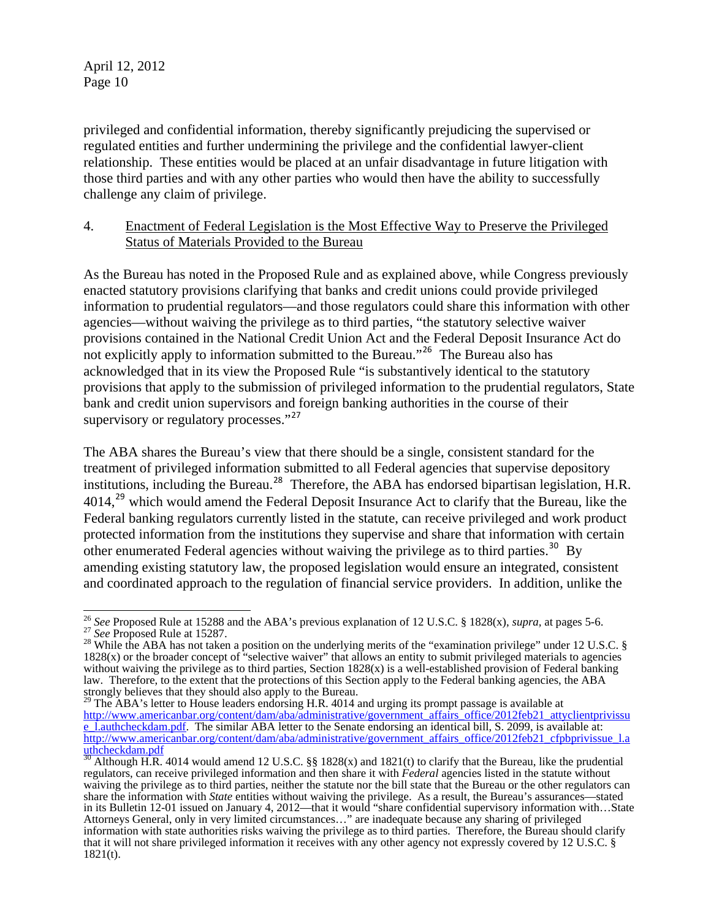privileged and confidential information, thereby significantly prejudicing the supervised or regulated entities and further undermining the privilege and the confidential lawyer-client relationship. These entities would be placed at an unfair disadvantage in future litigation with those third parties and with any other parties who would then have the ability to successfully challenge any claim of privilege.

4. Enactment of Federal Legislation is the Most Effective Way to Preserve the Privileged Status of Materials Provided to the Bureau

As the Bureau has noted in the Proposed Rule and as explained above, while Congress previously enacted statutory provisions clarifying that banks and credit unions could provide privileged information to prudential regulators—and those regulators could share this information with other agencies—without waiving the privilege as to third parties, "the statutory selective waiver provisions contained in the National Credit Union Act and the Federal Deposit Insurance Act do not explicitly apply to information submitted to the Bureau."[26] The Bureau also has acknowledged that in its view the Proposed Rule "is substantively identical to the statutory provisions that apply to the submission of privileged information to the prudential regulators, State bank and credit union supervisors and foreign banking authorities in the course of their supervisory or regulatory processes."[27]

The ABA shares the Bureau's view that there should be a single, consistent standard for the treatment of privileged information submitted to all Federal agencies that supervise depository institutions, including the Bureau.[28] Therefore, the ABA has endorsed bipartisan legislation, H.R. 4014,[29] which would amend the Federal Deposit Insurance Act to clarify that the Bureau, like the Federal banking regulators currently listed in the statute, can receive privileged and work product protected information from the institutions they supervise and share that information with certain other enumerated Federal agencies without waiving the privilege as to third parties.[30] By amending existing statutory law, the proposed legislation would ensure an integrated, consistent and coordinated approach to the regulation of financial service providers. In addition, unlike the

---

[26] *See* Proposed Rule at 15288 and the ABA's previous explanation of 12 U.S.C. § 1828(x), *supra*, at pages 5-6.

[27] *See* Proposed Rule at 15287.

[28] While the ABA has not taken a position on the underlying merits of the "examination privilege" under 12 U.S.C. § 1828(x) or the broader concept of "selective waiver" that allows an entity to submit privileged materials to agencies without waiving the privilege as to third parties, Section 1828(x) is a well-established provision of Federal banking law. Therefore, to the extent that the protections of this Section apply to the Federal banking agencies, the ABA strongly believes that they should also apply to the Bureau.

[29] The ABA's letter to House leaders endorsing H.R. 4014 and urging its prompt passage is available at http://www.americanbar.org/content/dam/aba/administrative/government_affairs_office/2012feb21_attyclientprivissue_l.authcheckdam.pdf. The similar ABA letter to the Senate endorsing an identical bill, S. 2099, is available at: http://www.americanbar.org/content/dam/aba/administrative/government_affairs_office/2012feb21_cfpbprivissue_l.authcheckdam.pdf

[30] Although H.R. 4014 would amend 12 U.S.C. §§ 1828(x) and 1821(t) to clarify that the Bureau, like the prudential regulators, can receive privileged information and then share it with *Federal* agencies listed in the statute without waiving the privilege as to third parties, neither the statute nor the bill state that the Bureau or the other regulators can share the information with *State* entities without waiving the privilege. As a result, the Bureau's assurances—stated in its Bulletin 12-01 issued on January 4, 2012—that it would "share confidential supervisory information with…State Attorneys General, only in very limited circumstances…" are inadequate because any sharing of privileged information with state authorities risks waiving the privilege as to third parties. Therefore, the Bureau should clarify that it will not share privileged information it receives with any other agency not expressly covered by 12 U.S.C. § 1821(t).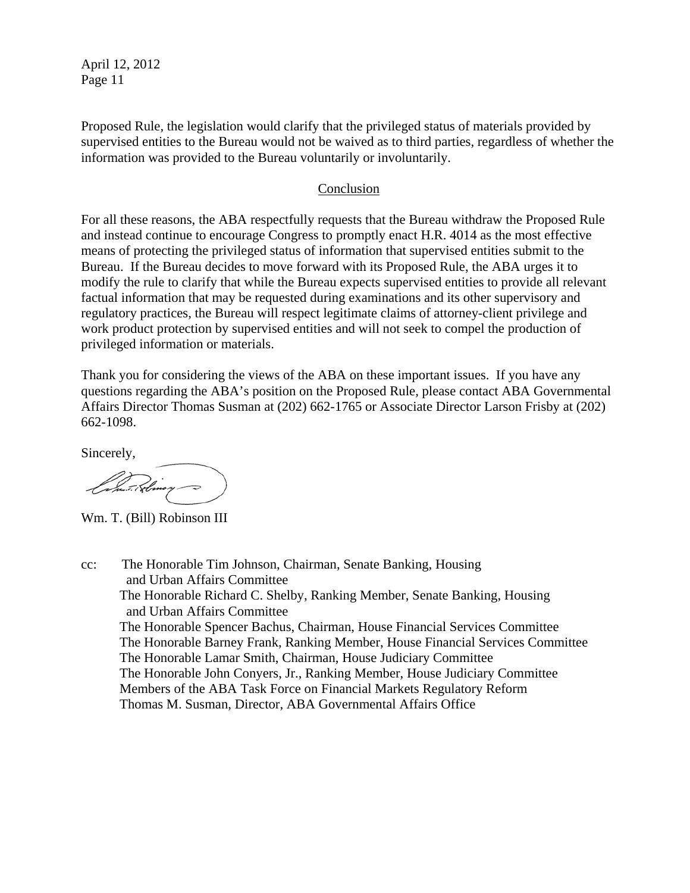Proposed Rule, the legislation would clarify that the privileged status of materials provided by supervised entities to the Bureau would not be waived as to third parties, regardless of whether the information was provided to the Bureau voluntarily or involuntarily.

## Conclusion

For all these reasons, the ABA respectfully requests that the Bureau withdraw the Proposed Rule and instead continue to encourage Congress to promptly enact H.R. 4014 as the most effective means of protecting the privileged status of information that supervised entities submit to the Bureau. If the Bureau decides to move forward with its Proposed Rule, the ABA urges it to modify the rule to clarify that while the Bureau expects supervised entities to provide all relevant factual information that may be requested during examinations and its other supervisory and regulatory practices, the Bureau will respect legitimate claims of attorney-client privilege and work product protection by supervised entities and will not seek to compel the production of privileged information or materials.

Thank you for considering the views of the ABA on these important issues. If you have any questions regarding the ABA's position on the Proposed Rule, please contact ABA Governmental Affairs Director Thomas Susman at (202) 662-1765 or Associate Director Larson Frisby at (202) 662-1098.

Sincerely,

Wm. T. (Bill) Robinson III

cc: The Honorable Tim Johnson, Chairman, Senate Banking, Housing and Urban Affairs Committee
The Honorable Richard C. Shelby, Ranking Member, Senate Banking, Housing and Urban Affairs Committee
The Honorable Spencer Bachus, Chairman, House Financial Services Committee
The Honorable Barney Frank, Ranking Member, House Financial Services Committee
The Honorable Lamar Smith, Chairman, House Judiciary Committee
The Honorable John Conyers, Jr., Ranking Member, House Judiciary Committee
Members of the ABA Task Force on Financial Markets Regulatory Reform
Thomas M. Susman, Director, ABA Governmental Affairs Office